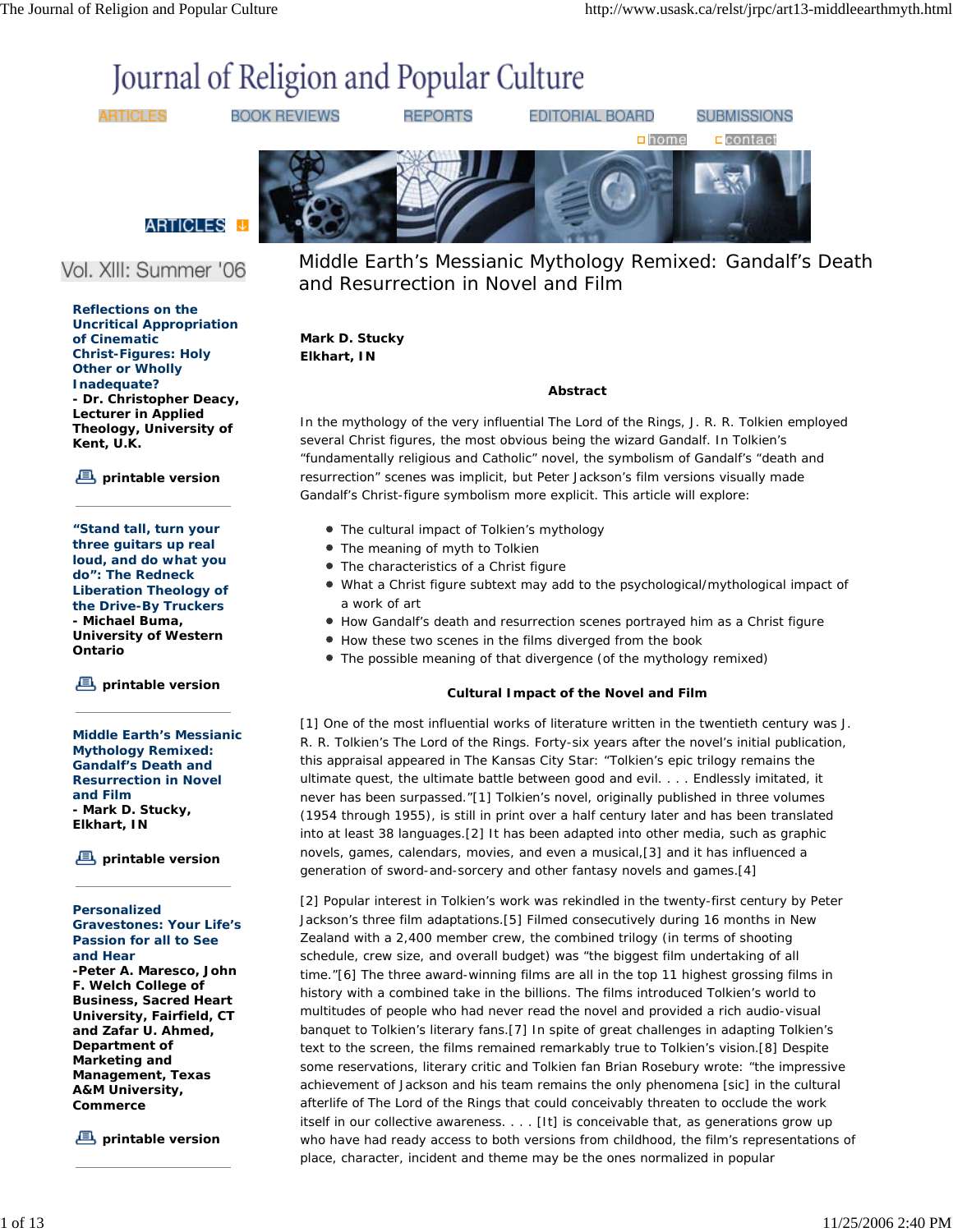# Journal of Religion and Popular Culture

ARTICLES | BOOK REVIEWS | REPORTS | EDITORIAL BOARD | SUBMISSIONS

home | contact

ARTICLES

Vol. XIII: Summer '06

**Reflections on the Uncritical Appropriation of Cinematic Christ-Figures: Holy Other or Wholly Inadequate?**
**- Dr. Christopher Deacy, Lecturer in Applied Theology, University of Kent, U.K.**

**printable version**

**"Stand tall, turn your three guitars up real loud, and do what you do": The Redneck Liberation Theology of the Drive-By Truckers**
**- Michael Buma, University of Western Ontario**

**printable version**

**Middle Earth's Messianic Mythology Remixed: Gandalf's Death and Resurrection in Novel and Film**
**- Mark D. Stucky, Elkhart, IN**

**printable version**

**Personalized Gravestones: Your Life's Passion for all to See and Hear**
**-Peter A. Maresco, John F. Welch College of Business, Sacred Heart University, Fairfield, CT and Zafar U. Ahmed, Department of Marketing and Management, Texas A&M University, Commerce**

**printable version**

## Middle Earth's Messianic Mythology Remixed: Gandalf's Death and Resurrection in Novel and Film

**Mark D. Stucky**
**Elkhart, IN**

### Abstract

In the mythology of the very influential The Lord of the Rings, J. R. R. Tolkien employed several Christ figures, the most obvious being the wizard Gandalf. In Tolkien's "fundamentally religious and Catholic" novel, the symbolism of Gandalf's "death and resurrection" scenes was implicit, but Peter Jackson's film versions visually made Gandalf's Christ-figure symbolism more explicit. This article will explore:

- The cultural impact of Tolkien's mythology
- The meaning of myth to Tolkien
- The characteristics of a Christ figure
- What a Christ figure subtext may add to the psychological/mythological impact of a work of art
- How Gandalf's death and resurrection scenes portrayed him as a Christ figure
- How these two scenes in the films diverged from the book
- The possible meaning of that divergence (of the mythology remixed)

### Cultural Impact of the Novel and Film

[1] One of the most influential works of literature written in the twentieth century was J. R. R. Tolkien's The Lord of the Rings. Forty-six years after the novel's initial publication, this appraisal appeared in The Kansas City Star: "Tolkien's epic trilogy remains the ultimate quest, the ultimate battle between good and evil. . . . Endlessly imitated, it never has been surpassed."[1] Tolkien's novel, originally published in three volumes (1954 through 1955), is still in print over a half century later and has been translated into at least 38 languages.[2] It has been adapted into other media, such as graphic novels, games, calendars, movies, and even a musical,[3] and it has influenced a generation of sword-and-sorcery and other fantasy novels and games.[4]

[2] Popular interest in Tolkien's work was rekindled in the twenty-first century by Peter Jackson's three film adaptations.[5] Filmed consecutively during 16 months in New Zealand with a 2,400 member crew, the combined trilogy (in terms of shooting schedule, crew size, and overall budget) was "the biggest film undertaking of all time."[6] The three award-winning films are all in the top 11 highest grossing films in history with a combined take in the billions. The films introduced Tolkien's world to multitudes of people who had never read the novel and provided a rich audio-visual banquet to Tolkien's literary fans.[7] In spite of great challenges in adapting Tolkien's text to the screen, the films remained remarkably true to Tolkien's vision.[8] Despite some reservations, literary critic and Tolkien fan Brian Rosebury wrote: "the impressive achievement of Jackson and his team remains the only phenomena [sic] in the cultural afterlife of The Lord of the Rings that could conceivably threaten to occlude the work itself in our collective awareness. . . . [It] is conceivable that, as generations grow up who have had ready access to both versions from childhood, the film's representations of place, character, incident and theme may be the ones normalized in popular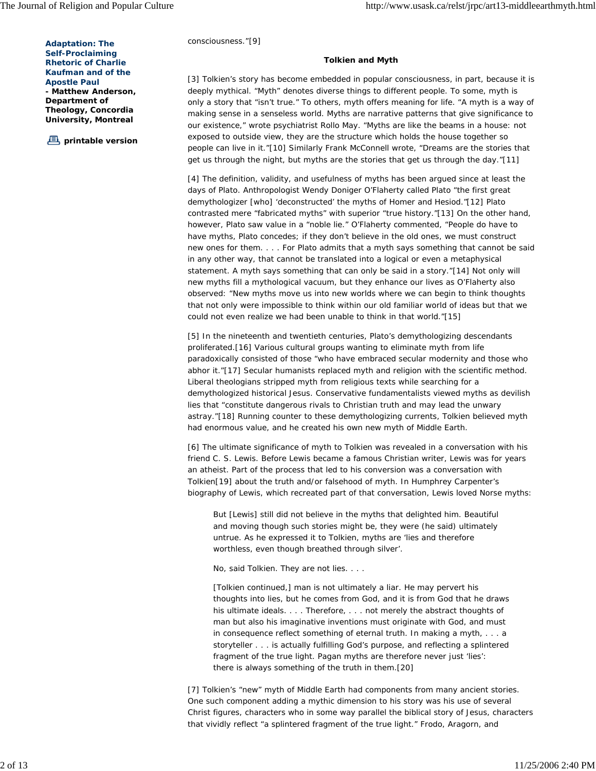**Adaptation: The Self-Proclaiming Rhetoric of Charlie Kaufman and of the Apostle Paul**
**- Matthew Anderson, Department of Theology, Concordia University, Montreal**

**printable version**

consciousness."[9]

### Tolkien and Myth

[3] Tolkien's story has become embedded in popular consciousness, in part, because it is deeply mythical. "Myth" denotes diverse things to different people. To some, myth is only a story that "isn't true." To others, myth offers meaning for life. "A myth is a way of making sense in a senseless world. Myths are narrative patterns that give significance to our existence," wrote psychiatrist Rollo May. "Myths are like the beams in a house: not exposed to outside view, they are the structure which holds the house together so people can live in it."[10] Similarly Frank McConnell wrote, "Dreams are the stories that get us through the night, but myths are the stories that get us through the day."[11]

[4] The definition, validity, and usefulness of myths has been argued since at least the days of Plato. Anthropologist Wendy Doniger O'Flaherty called Plato "the first great demythologizer [who] 'deconstructed' the myths of Homer and Hesiod."[12] Plato contrasted mere "fabricated myths" with superior "true history."[13] On the other hand, however, Plato saw value in a "noble lie." O'Flaherty commented, "People do have to have myths, Plato concedes; if they don't believe in the old ones, we must construct new ones for them. . . . For Plato admits that a myth says something that cannot be said in any other way, that cannot be translated into a logical or even a metaphysical statement. A myth says something that can only be said in a story."[14] Not only will new myths fill a mythological vacuum, but they enhance our lives as O'Flaherty also observed: "New myths move us into new worlds where we can begin to think thoughts that not only were impossible to think within our old familiar world of ideas but that we could not even realize we had been unable to think in that world."[15]

[5] In the nineteenth and twentieth centuries, Plato's demythologizing descendants proliferated.[16] Various cultural groups wanting to eliminate myth from life paradoxically consisted of those "who have embraced secular modernity and those who abhor it."[17] Secular humanists replaced myth and religion with the scientific method. Liberal theologians stripped myth from religious texts while searching for a demythologized historical Jesus. Conservative fundamentalists viewed myths as devilish lies that "constitute dangerous rivals to Christian truth and may lead the unwary astray."[18] Running counter to these demythologizing currents, Tolkien believed myth had enormous value, and he created his own new myth of Middle Earth.

[6] The ultimate significance of myth to Tolkien was revealed in a conversation with his friend C. S. Lewis. Before Lewis became a famous Christian writer, Lewis was for years an atheist. Part of the process that led to his conversion was a conversation with Tolkien[19] about the truth and/or falsehood of myth. In Humphrey Carpenter's biography of Lewis, which recreated part of that conversation, Lewis loved Norse myths:

> But [Lewis] still did not believe in the myths that delighted him. Beautiful and moving though such stories might be, they were (he said) ultimately untrue. As he expressed it to Tolkien, myths are 'lies and therefore worthless, even though breathed through silver'.
>
> No, said Tolkien. They are not lies. . . .
>
> [Tolkien continued,] man is not ultimately a liar. He may pervert his thoughts into lies, but he comes from God, and it is from God that he draws his ultimate ideals. . . . Therefore, . . . not merely the abstract thoughts of man but also his imaginative inventions must originate with God, and must in consequence reflect something of eternal truth. In making a myth, . . . a storyteller . . . is actually fulfilling God's purpose, and reflecting a splintered fragment of the true light. Pagan myths are therefore never just 'lies': there is always something of the truth in them.[20]

[7] Tolkien's "new" myth of Middle Earth had components from many ancient stories. One such component adding a mythic dimension to his story was his use of several Christ figures, characters who in some way parallel the biblical story of Jesus, characters that vividly reflect "a splintered fragment of the true light." Frodo, Aragorn, and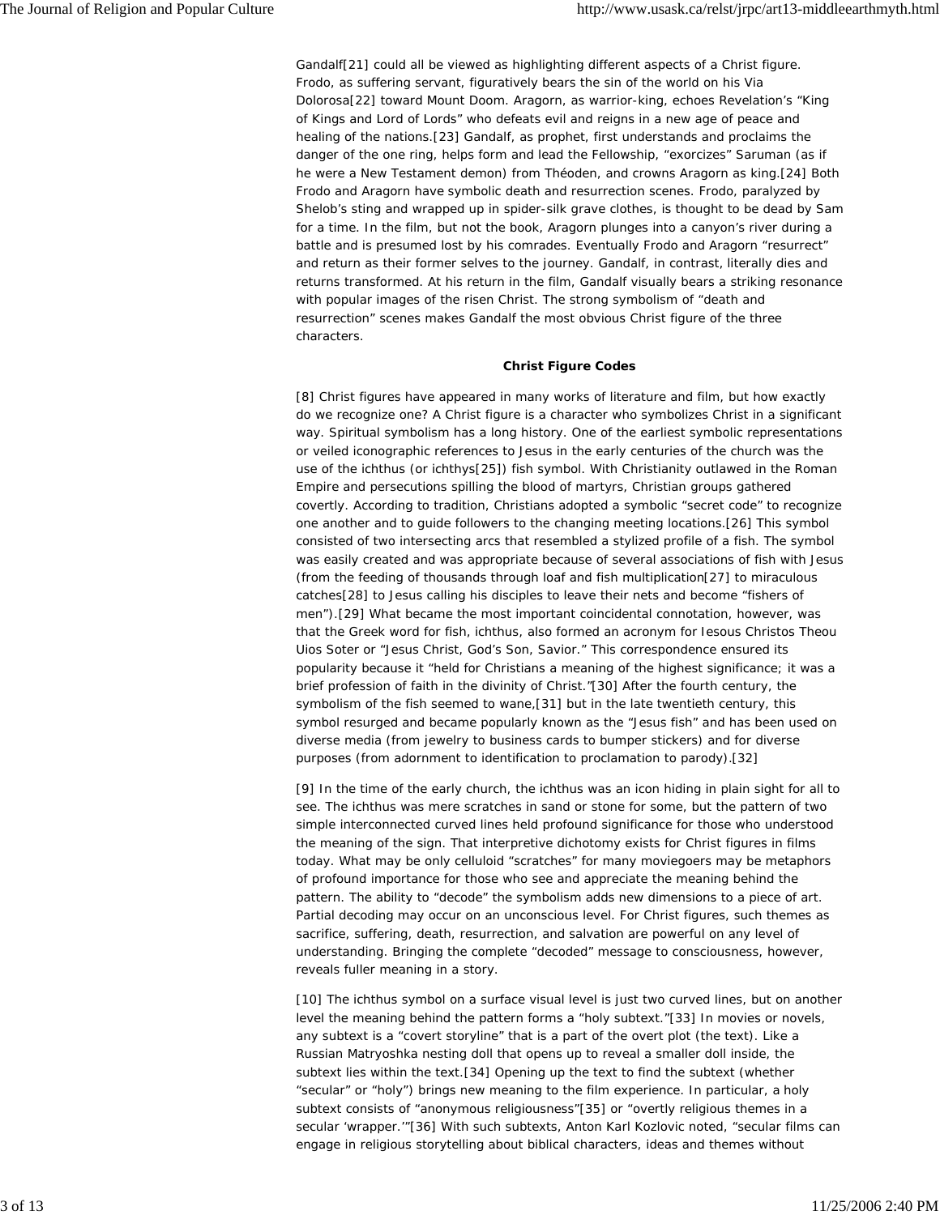Gandalf[21] could all be viewed as highlighting different aspects of a Christ figure. Frodo, as suffering servant, figuratively bears the sin of the world on his Via Dolorosa[22] toward Mount Doom. Aragorn, as warrior-king, echoes Revelation's "King of Kings and Lord of Lords" who defeats evil and reigns in a new age of peace and healing of the nations.[23] Gandalf, as prophet, first understands and proclaims the danger of the one ring, helps form and lead the Fellowship, "exorcizes" Saruman (as if he were a New Testament demon) from Théoden, and crowns Aragorn as king.[24] Both Frodo and Aragorn have symbolic death and resurrection scenes. Frodo, paralyzed by Shelob's sting and wrapped up in spider-silk grave clothes, is thought to be dead by Sam for a time. In the film, but not the book, Aragorn plunges into a canyon's river during a battle and is presumed lost by his comrades. Eventually Frodo and Aragorn "resurrect" and return as their former selves to the journey. Gandalf, in contrast, literally dies and returns transformed. At his return in the film, Gandalf visually bears a striking resonance with popular images of the risen Christ. The strong symbolism of "death and resurrection" scenes makes Gandalf the most obvious Christ figure of the three characters.

**Christ Figure Codes**

[8] Christ figures have appeared in many works of literature and film, but how exactly do we recognize one? A Christ figure is a character who symbolizes Christ in a significant way. Spiritual symbolism has a long history. One of the earliest symbolic representations or veiled iconographic references to Jesus in the early centuries of the church was the use of the ichthus (or ichthys[25]) fish symbol. With Christianity outlawed in the Roman Empire and persecutions spilling the blood of martyrs, Christian groups gathered covertly. According to tradition, Christians adopted a symbolic "secret code" to recognize one another and to guide followers to the changing meeting locations.[26] This symbol consisted of two intersecting arcs that resembled a stylized profile of a fish. The symbol was easily created and was appropriate because of several associations of fish with Jesus (from the feeding of thousands through loaf and fish multiplication[27] to miraculous catches[28] to Jesus calling his disciples to leave their nets and become "fishers of men").[29] What became the most important coincidental connotation, however, was that the Greek word for fish, ichthus, also formed an acronym for Iesous Christos Theou Uios Soter or "Jesus Christ, God's Son, Savior." This correspondence ensured its popularity because it "held for Christians a meaning of the highest significance; it was a brief profession of faith in the divinity of Christ."[30] After the fourth century, the symbolism of the fish seemed to wane,[31] but in the late twentieth century, this symbol resurged and became popularly known as the "Jesus fish" and has been used on diverse media (from jewelry to business cards to bumper stickers) and for diverse purposes (from adornment to identification to proclamation to parody).[32]

[9] In the time of the early church, the ichthus was an icon hiding in plain sight for all to see. The ichthus was mere scratches in sand or stone for some, but the pattern of two simple interconnected curved lines held profound significance for those who understood the meaning of the sign. That interpretive dichotomy exists for Christ figures in films today. What may be only celluloid "scratches" for many moviegoers may be metaphors of profound importance for those who see and appreciate the meaning behind the pattern. The ability to "decode" the symbolism adds new dimensions to a piece of art. Partial decoding may occur on an unconscious level. For Christ figures, such themes as sacrifice, suffering, death, resurrection, and salvation are powerful on any level of understanding. Bringing the complete "decoded" message to consciousness, however, reveals fuller meaning in a story.

[10] The ichthus symbol on a surface visual level is just two curved lines, but on another level the meaning behind the pattern forms a "holy subtext."[33] In movies or novels, any subtext is a "covert storyline" that is a part of the overt plot (the text). Like a Russian Matryoshka nesting doll that opens up to reveal a smaller doll inside, the subtext lies within the text.[34] Opening up the text to find the subtext (whether "secular" or "holy") brings new meaning to the film experience. In particular, a holy subtext consists of "anonymous religiousness"[35] or "overtly religious themes in a secular 'wrapper.'"[36] With such subtexts, Anton Karl Kozlovic noted, "secular films can engage in religious storytelling about biblical characters, ideas and themes without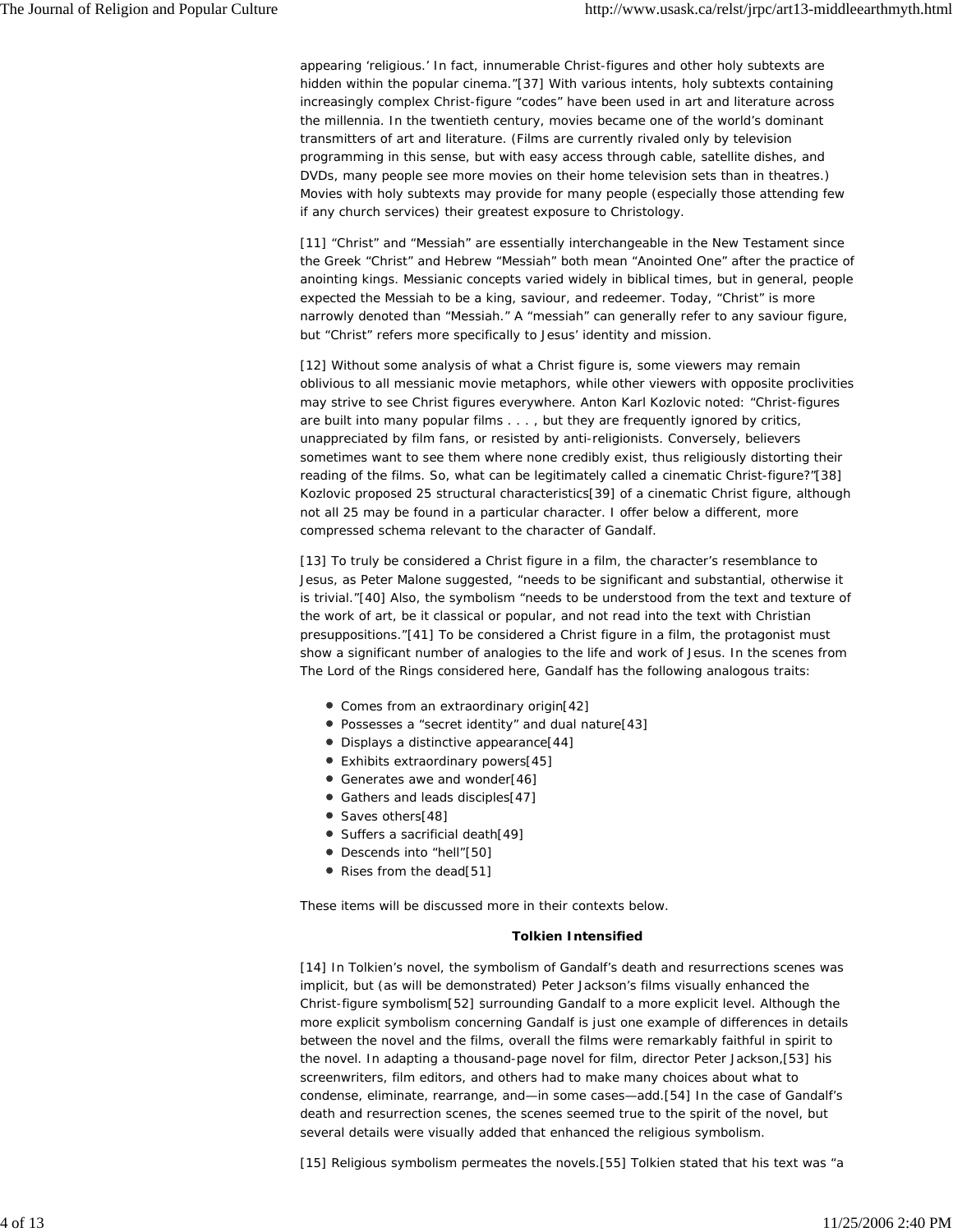appearing 'religious.' In fact, innumerable Christ-figures and other holy subtexts are hidden within the popular cinema."[37] With various intents, holy subtexts containing increasingly complex Christ-figure "codes" have been used in art and literature across the millennia. In the twentieth century, movies became one of the world's dominant transmitters of art and literature. (Films are currently rivaled only by television programming in this sense, but with easy access through cable, satellite dishes, and DVDs, many people see more movies on their home television sets than in theatres.) Movies with holy subtexts may provide for many people (especially those attending few if any church services) their greatest exposure to Christology.

[11] "Christ" and "Messiah" are essentially interchangeable in the New Testament since the Greek "Christ" and Hebrew "Messiah" both mean "Anointed One" after the practice of anointing kings. Messianic concepts varied widely in biblical times, but in general, people expected the Messiah to be a king, saviour, and redeemer. Today, "Christ" is more narrowly denoted than "Messiah." A "messiah" can generally refer to any saviour figure, but "Christ" refers more specifically to Jesus' identity and mission.

[12] Without some analysis of what a Christ figure is, some viewers may remain oblivious to all messianic movie metaphors, while other viewers with opposite proclivities may strive to see Christ figures everywhere. Anton Karl Kozlovic noted: "Christ-figures are built into many popular films . . . , but they are frequently ignored by critics, unappreciated by film fans, or resisted by anti-religionists. Conversely, believers sometimes want to see them where none credibly exist, thus religiously distorting their reading of the films. So, what can be legitimately called a cinematic Christ-figure?"[38] Kozlovic proposed 25 structural characteristics[39] of a cinematic Christ figure, although not all 25 may be found in a particular character. I offer below a different, more compressed schema relevant to the character of Gandalf.

[13] To truly be considered a Christ figure in a film, the character's resemblance to Jesus, as Peter Malone suggested, "needs to be significant and substantial, otherwise it is trivial."[40] Also, the symbolism "needs to be understood from the text and texture of the work of art, be it classical or popular, and not read into the text with Christian presuppositions."[41] To be considered a Christ figure in a film, the protagonist must show a significant number of analogies to the life and work of Jesus. In the scenes from The Lord of the Rings considered here, Gandalf has the following analogous traits:

- Comes from an extraordinary origin[42]
- Possesses a "secret identity" and dual nature[43]
- Displays a distinctive appearance[44]
- Exhibits extraordinary powers[45]
- Generates awe and wonder[46]
- Gathers and leads disciples[47]
- Saves others[48]
- Suffers a sacrificial death[49]
- Descends into "hell"[50]
- Rises from the dead[51]

These items will be discussed more in their contexts below.

### Tolkien Intensified

[14] In Tolkien's novel, the symbolism of Gandalf's death and resurrections scenes was implicit, but (as will be demonstrated) Peter Jackson's films visually enhanced the Christ-figure symbolism[52] surrounding Gandalf to a more explicit level. Although the more explicit symbolism concerning Gandalf is just one example of differences in details between the novel and the films, overall the films were remarkably faithful in spirit to the novel. In adapting a thousand-page novel for film, director Peter Jackson,[53] his screenwriters, film editors, and others had to make many choices about what to condense, eliminate, rearrange, and—in some cases—add.[54] In the case of Gandalf's death and resurrection scenes, the scenes seemed true to the spirit of the novel, but several details were visually added that enhanced the religious symbolism.

[15] Religious symbolism permeates the novels.[55] Tolkien stated that his text was "a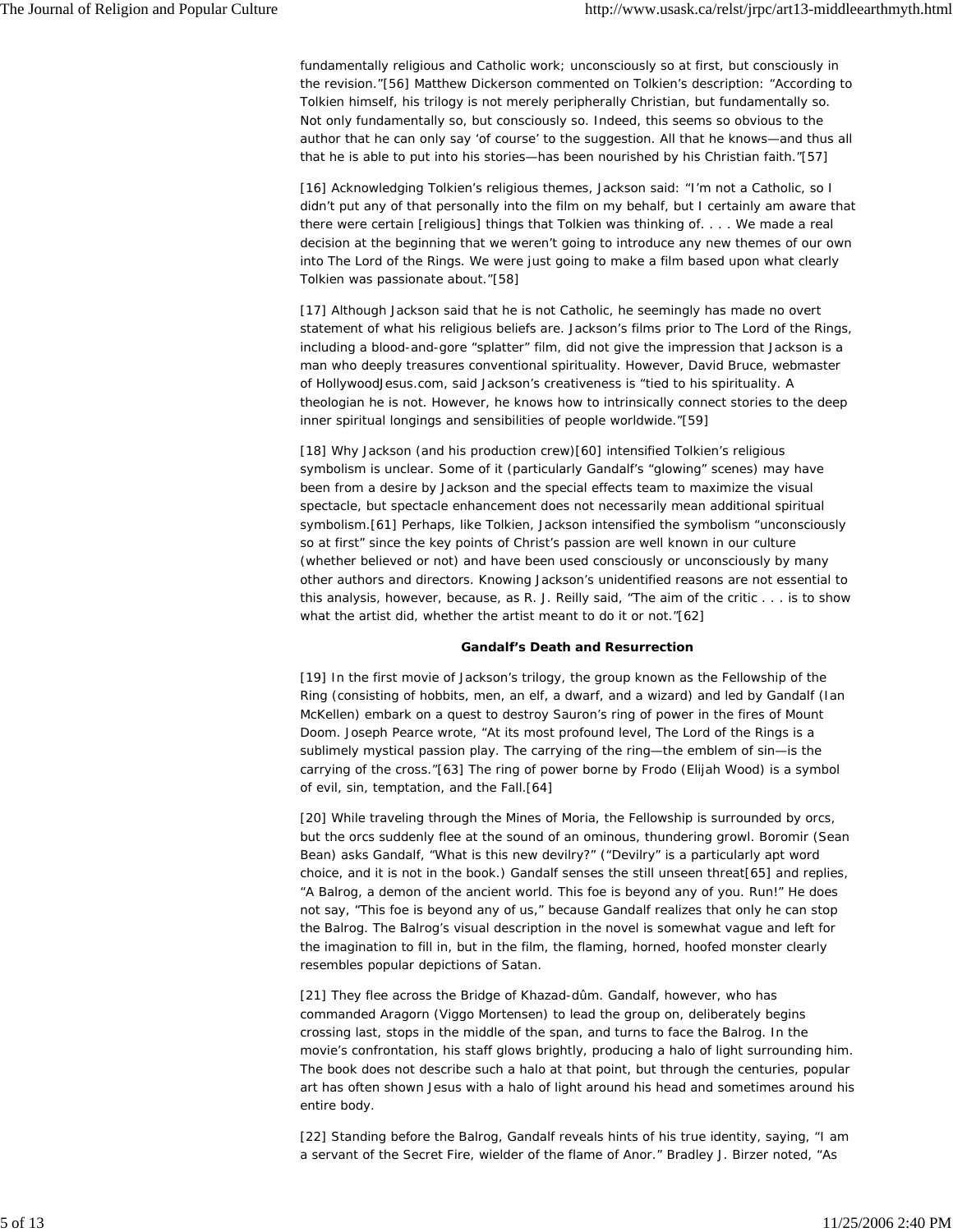fundamentally religious and Catholic work; unconsciously so at first, but consciously in the revision."[56] Matthew Dickerson commented on Tolkien's description: "According to Tolkien himself, his trilogy is not merely peripherally Christian, but fundamentally so. Not only fundamentally so, but consciously so. Indeed, this seems so obvious to the author that he can only say 'of course' to the suggestion. All that he knows—and thus all that he is able to put into his stories—has been nourished by his Christian faith."[57]

[16] Acknowledging Tolkien's religious themes, Jackson said: "I'm not a Catholic, so I didn't put any of that personally into the film on my behalf, but I certainly am aware that there were certain [religious] things that Tolkien was thinking of. . . . We made a real decision at the beginning that we weren't going to introduce any new themes of our own into The Lord of the Rings. We were just going to make a film based upon what clearly Tolkien was passionate about."[58]

[17] Although Jackson said that he is not Catholic, he seemingly has made no overt statement of what his religious beliefs are. Jackson's films prior to The Lord of the Rings, including a blood-and-gore "splatter" film, did not give the impression that Jackson is a man who deeply treasures conventional spirituality. However, David Bruce, webmaster of HollywoodJesus.com, said Jackson's creativeness is "tied to his spirituality. A theologian he is not. However, he knows how to intrinsically connect stories to the deep inner spiritual longings and sensibilities of people worldwide."[59]

[18] Why Jackson (and his production crew)[60] intensified Tolkien's religious symbolism is unclear. Some of it (particularly Gandalf's "glowing" scenes) may have been from a desire by Jackson and the special effects team to maximize the visual spectacle, but spectacle enhancement does not necessarily mean additional spiritual symbolism.[61] Perhaps, like Tolkien, Jackson intensified the symbolism "unconsciously so at first" since the key points of Christ's passion are well known in our culture (whether believed or not) and have been used consciously or unconsciously by many other authors and directors. Knowing Jackson's unidentified reasons are not essential to this analysis, however, because, as R. J. Reilly said, "The aim of the critic . . . is to show what the artist did, whether the artist meant to do it or not."[62]

**Gandalf's Death and Resurrection**

[19] In the first movie of Jackson's trilogy, the group known as the Fellowship of the Ring (consisting of hobbits, men, an elf, a dwarf, and a wizard) and led by Gandalf (Ian McKellen) embark on a quest to destroy Sauron's ring of power in the fires of Mount Doom. Joseph Pearce wrote, "At its most profound level, The Lord of the Rings is a sublimely mystical passion play. The carrying of the ring—the emblem of sin—is the carrying of the cross."[63] The ring of power borne by Frodo (Elijah Wood) is a symbol of evil, sin, temptation, and the Fall.[64]

[20] While traveling through the Mines of Moria, the Fellowship is surrounded by orcs, but the orcs suddenly flee at the sound of an ominous, thundering growl. Boromir (Sean Bean) asks Gandalf, "What is this new devilry?" ("Devilry" is a particularly apt word choice, and it is not in the book.) Gandalf senses the still unseen threat[65] and replies, "A Balrog, a demon of the ancient world. This foe is beyond any of you. Run!" He does not say, "This foe is beyond any of us," because Gandalf realizes that only he can stop the Balrog. The Balrog's visual description in the novel is somewhat vague and left for the imagination to fill in, but in the film, the flaming, horned, hoofed monster clearly resembles popular depictions of Satan.

[21] They flee across the Bridge of Khazad-dûm. Gandalf, however, who has commanded Aragorn (Viggo Mortensen) to lead the group on, deliberately begins crossing last, stops in the middle of the span, and turns to face the Balrog. In the movie's confrontation, his staff glows brightly, producing a halo of light surrounding him. The book does not describe such a halo at that point, but through the centuries, popular art has often shown Jesus with a halo of light around his head and sometimes around his entire body.

[22] Standing before the Balrog, Gandalf reveals hints of his true identity, saying, "I am a servant of the Secret Fire, wielder of the flame of Anor." Bradley J. Birzer noted, "As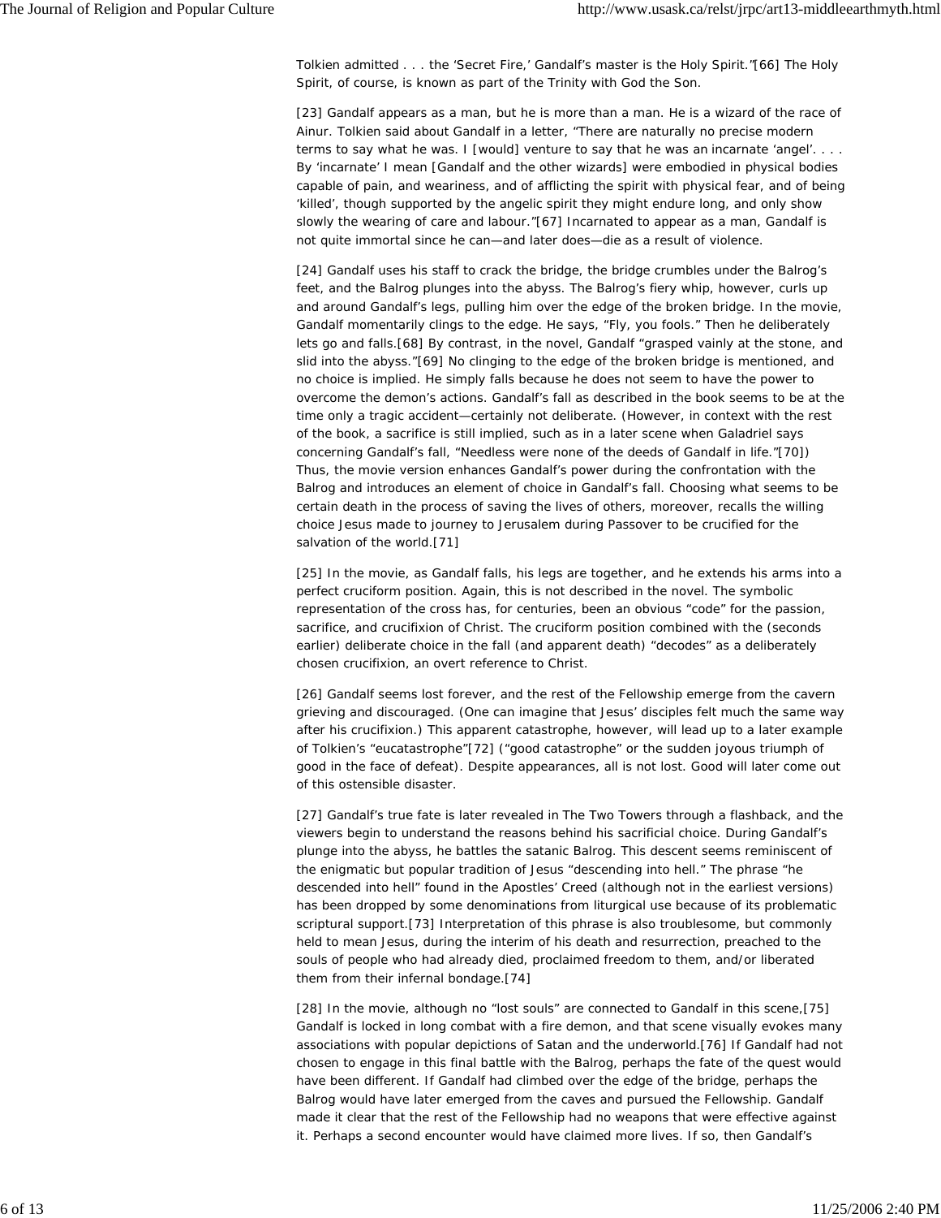Tolkien admitted . . . the 'Secret Fire,' Gandalf's master is the Holy Spirit."[66] The Holy Spirit, of course, is known as part of the Trinity with God the Son.

[23] Gandalf appears as a man, but he is more than a man. He is a wizard of the race of Ainur. Tolkien said about Gandalf in a letter, "There are naturally no precise modern terms to say what he was. I [would] venture to say that he was an incarnate 'angel'. . . . By 'incarnate' I mean [Gandalf and the other wizards] were embodied in physical bodies capable of pain, and weariness, and of afflicting the spirit with physical fear, and of being 'killed', though supported by the angelic spirit they might endure long, and only show slowly the wearing of care and labour."[67] Incarnated to appear as a man, Gandalf is not quite immortal since he can—and later does—die as a result of violence.

[24] Gandalf uses his staff to crack the bridge, the bridge crumbles under the Balrog's feet, and the Balrog plunges into the abyss. The Balrog's fiery whip, however, curls up and around Gandalf's legs, pulling him over the edge of the broken bridge. In the movie, Gandalf momentarily clings to the edge. He says, "Fly, you fools." Then he deliberately lets go and falls.[68] By contrast, in the novel, Gandalf "grasped vainly at the stone, and slid into the abyss."[69] No clinging to the edge of the broken bridge is mentioned, and no choice is implied. He simply falls because he does not seem to have the power to overcome the demon's actions. Gandalf's fall as described in the book seems to be at the time only a tragic accident—certainly not deliberate. (However, in context with the rest of the book, a sacrifice is still implied, such as in a later scene when Galadriel says concerning Gandalf's fall, "Needless were none of the deeds of Gandalf in life."[70]) Thus, the movie version enhances Gandalf's power during the confrontation with the Balrog and introduces an element of choice in Gandalf's fall. Choosing what seems to be certain death in the process of saving the lives of others, moreover, recalls the willing choice Jesus made to journey to Jerusalem during Passover to be crucified for the salvation of the world.[71]

[25] In the movie, as Gandalf falls, his legs are together, and he extends his arms into a perfect cruciform position. Again, this is not described in the novel. The symbolic representation of the cross has, for centuries, been an obvious "code" for the passion, sacrifice, and crucifixion of Christ. The cruciform position combined with the (seconds earlier) deliberate choice in the fall (and apparent death) "decodes" as a deliberately chosen crucifixion, an overt reference to Christ.

[26] Gandalf seems lost forever, and the rest of the Fellowship emerge from the cavern grieving and discouraged. (One can imagine that Jesus' disciples felt much the same way after his crucifixion.) This apparent catastrophe, however, will lead up to a later example of Tolkien's "eucatastrophe"[72] ("good catastrophe" or the sudden joyous triumph of good in the face of defeat). Despite appearances, all is not lost. Good will later come out of this ostensible disaster.

[27] Gandalf's true fate is later revealed in The Two Towers through a flashback, and the viewers begin to understand the reasons behind his sacrificial choice. During Gandalf's plunge into the abyss, he battles the satanic Balrog. This descent seems reminiscent of the enigmatic but popular tradition of Jesus "descending into hell." The phrase "he descended into hell" found in the Apostles' Creed (although not in the earliest versions) has been dropped by some denominations from liturgical use because of its problematic scriptural support.[73] Interpretation of this phrase is also troublesome, but commonly held to mean Jesus, during the interim of his death and resurrection, preached to the souls of people who had already died, proclaimed freedom to them, and/or liberated them from their infernal bondage.[74]

[28] In the movie, although no "lost souls" are connected to Gandalf in this scene,[75] Gandalf is locked in long combat with a fire demon, and that scene visually evokes many associations with popular depictions of Satan and the underworld.[76] If Gandalf had not chosen to engage in this final battle with the Balrog, perhaps the fate of the quest would have been different. If Gandalf had climbed over the edge of the bridge, perhaps the Balrog would have later emerged from the caves and pursued the Fellowship. Gandalf made it clear that the rest of the Fellowship had no weapons that were effective against it. Perhaps a second encounter would have claimed more lives. If so, then Gandalf's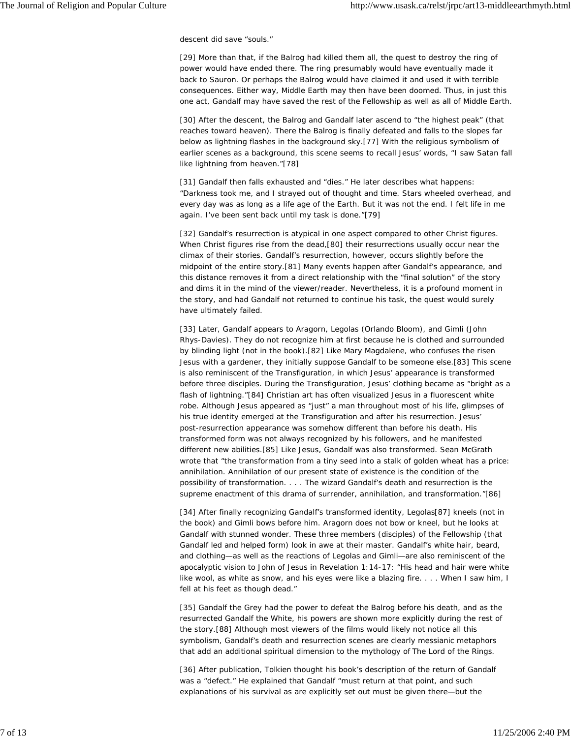descent did save "souls."

[29] More than that, if the Balrog had killed them all, the quest to destroy the ring of power would have ended there. The ring presumably would have eventually made it back to Sauron. Or perhaps the Balrog would have claimed it and used it with terrible consequences. Either way, Middle Earth may then have been doomed. Thus, in just this one act, Gandalf may have saved the rest of the Fellowship as well as all of Middle Earth.

[30] After the descent, the Balrog and Gandalf later ascend to "the highest peak" (that reaches toward heaven). There the Balrog is finally defeated and falls to the slopes far below as lightning flashes in the background sky.[77] With the religious symbolism of earlier scenes as a background, this scene seems to recall Jesus' words, "I saw Satan fall like lightning from heaven."[78]

[31] Gandalf then falls exhausted and "dies." He later describes what happens: "Darkness took me, and I strayed out of thought and time. Stars wheeled overhead, and every day was as long as a life age of the Earth. But it was not the end. I felt life in me again. I've been sent back until my task is done."[79]

[32] Gandalf's resurrection is atypical in one aspect compared to other Christ figures. When Christ figures rise from the dead,[80] their resurrections usually occur near the climax of their stories. Gandalf's resurrection, however, occurs slightly before the midpoint of the entire story.[81] Many events happen after Gandalf's appearance, and this distance removes it from a direct relationship with the "final solution" of the story and dims it in the mind of the viewer/reader. Nevertheless, it is a profound moment in the story, and had Gandalf not returned to continue his task, the quest would surely have ultimately failed.

[33] Later, Gandalf appears to Aragorn, Legolas (Orlando Bloom), and Gimli (John Rhys-Davies). They do not recognize him at first because he is clothed and surrounded by blinding light (not in the book).[82] Like Mary Magdalene, who confuses the risen Jesus with a gardener, they initially suppose Gandalf to be someone else.[83] This scene is also reminiscent of the Transfiguration, in which Jesus' appearance is transformed before three disciples. During the Transfiguration, Jesus' clothing became as "bright as a flash of lightning."[84] Christian art has often visualized Jesus in a fluorescent white robe. Although Jesus appeared as "just" a man throughout most of his life, glimpses of his true identity emerged at the Transfiguration and after his resurrection. Jesus' post-resurrection appearance was somehow different than before his death. His transformed form was not always recognized by his followers, and he manifested different new abilities.[85] Like Jesus, Gandalf was also transformed. Sean McGrath wrote that "the transformation from a tiny seed into a stalk of golden wheat has a price: annihilation. Annihilation of our present state of existence is the condition of the possibility of transformation. . . . The wizard Gandalf's death and resurrection is the supreme enactment of this drama of surrender, annihilation, and transformation."[86]

[34] After finally recognizing Gandalf's transformed identity, Legolas[87] kneels (not in the book) and Gimli bows before him. Aragorn does not bow or kneel, but he looks at Gandalf with stunned wonder. These three members (disciples) of the Fellowship (that Gandalf led and helped form) look in awe at their master. Gandalf's white hair, beard, and clothing—as well as the reactions of Legolas and Gimli—are also reminiscent of the apocalyptic vision to John of Jesus in Revelation 1:14-17: "His head and hair were white like wool, as white as snow, and his eyes were like a blazing fire. . . . When I saw him, I fell at his feet as though dead."

[35] Gandalf the Grey had the power to defeat the Balrog before his death, and as the resurrected Gandalf the White, his powers are shown more explicitly during the rest of the story.[88] Although most viewers of the films would likely not notice all this symbolism, Gandalf's death and resurrection scenes are clearly messianic metaphors that add an additional spiritual dimension to the mythology of The Lord of the Rings.

[36] After publication, Tolkien thought his book's description of the return of Gandalf was a "defect." He explained that Gandalf "must return at that point, and such explanations of his survival as are explicitly set out must be given there—but the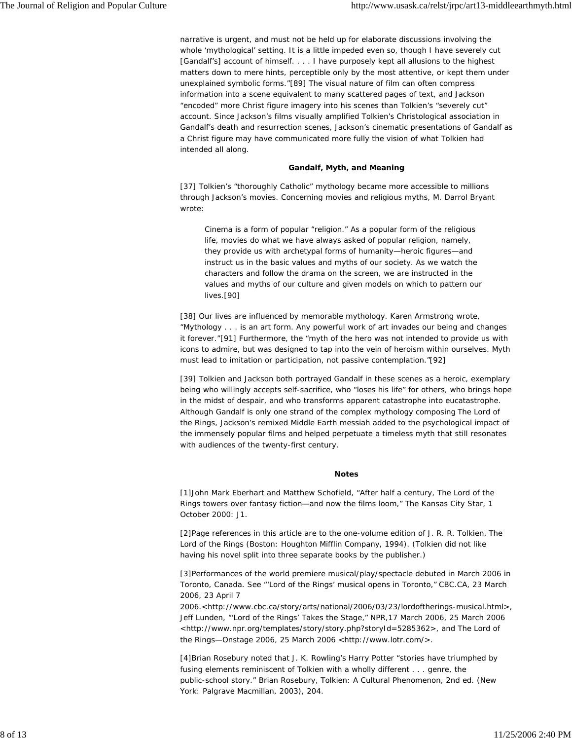narrative is urgent, and must not be held up for elaborate discussions involving the whole 'mythological' setting. It is a little impeded even so, though I have severely cut [Gandalf's] account of himself. . . . I have purposely kept all allusions to the highest matters down to mere hints, perceptible only by the most attentive, or kept them under unexplained symbolic forms."[89] The visual nature of film can often compress information into a scene equivalent to many scattered pages of text, and Jackson "encoded" more Christ figure imagery into his scenes than Tolkien's "severely cut" account. Since Jackson's films visually amplified Tolkien's Christological association in Gandalf's death and resurrection scenes, Jackson's cinematic presentations of Gandalf as a Christ figure may have communicated more fully the vision of what Tolkien had intended all along.

**Gandalf, Myth, and Meaning**

[37] Tolkien's "thoroughly Catholic" mythology became more accessible to millions through Jackson's movies. Concerning movies and religious myths, M. Darrol Bryant wrote:

> Cinema is a form of popular "religion." As a popular form of the religious life, movies do what we have always asked of popular religion, namely, they provide us with archetypal forms of humanity—heroic figures—and instruct us in the basic values and myths of our society. As we watch the characters and follow the drama on the screen, we are instructed in the values and myths of our culture and given models on which to pattern our lives.[90]

[38] Our lives are influenced by memorable mythology. Karen Armstrong wrote, "Mythology . . . is an art form. Any powerful work of art invades our being and changes it forever."[91] Furthermore, the "myth of the hero was not intended to provide us with icons to admire, but was designed to tap into the vein of heroism within ourselves. Myth must lead to imitation or participation, not passive contemplation."[92]

[39] Tolkien and Jackson both portrayed Gandalf in these scenes as a heroic, exemplary being who willingly accepts self-sacrifice, who "loses his life" for others, who brings hope in the midst of despair, and who transforms apparent catastrophe into eucatastrophe. Although Gandalf is only one strand of the complex mythology composing The Lord of the Rings, Jackson's remixed Middle Earth messiah added to the psychological impact of the immensely popular films and helped perpetuate a timeless myth that still resonates with audiences of the twenty-first century.

**Notes**

[1]John Mark Eberhart and Matthew Schofield, "After half a century, The Lord of the Rings towers over fantasy fiction—and now the films loom," The Kansas City Star, 1 October 2000: J1.

[2]Page references in this article are to the one-volume edition of J. R. R. Tolkien, The Lord of the Rings (Boston: Houghton Mifflin Company, 1994). (Tolkien did not like having his novel split into three separate books by the publisher.)

[3]Performances of the world premiere musical/play/spectacle debuted in March 2006 in Toronto, Canada. See "'Lord of the Rings' musical opens in Toronto," CBC.CA, 23 March 2006, 23 April 7 2006.<http://www.cbc.ca/story/arts/national/2006/03/23/lordoftherings-musical.html>, Jeff Lunden, "'Lord of the Rings' Takes the Stage," NPR,17 March 2006, 25 March 2006 <http://www.npr.org/templates/story/story.php?storyId=5285362>, and The Lord of the Rings—Onstage 2006, 25 March 2006 <http://www.lotr.com/>.

[4]Brian Rosebury noted that J. K. Rowling's Harry Potter "stories have triumphed by fusing elements reminiscent of Tolkien with a wholly different . . . genre, the public-school story." Brian Rosebury, Tolkien: A Cultural Phenomenon, 2nd ed. (New York: Palgrave Macmillan, 2003), 204.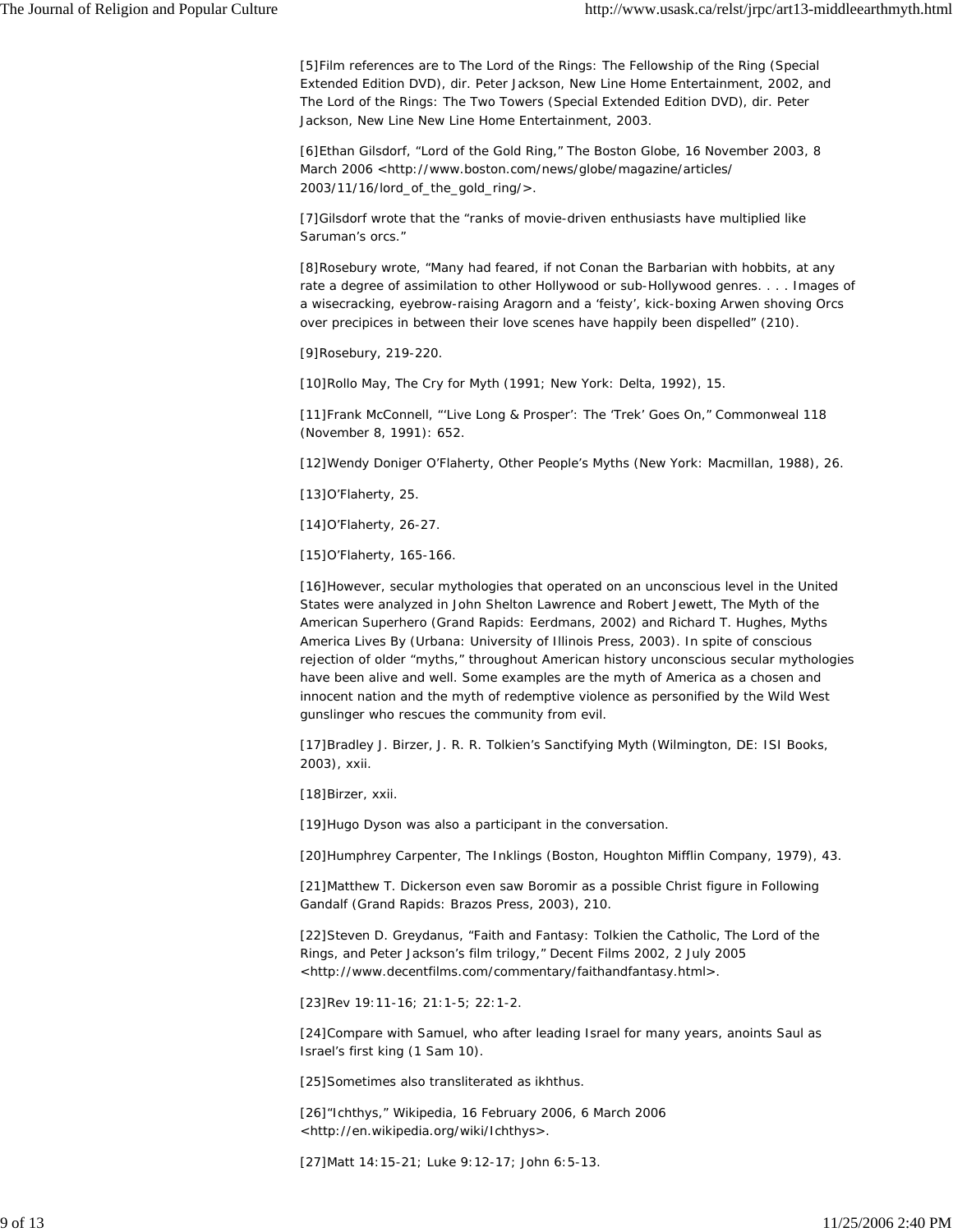[5]Film references are to The Lord of the Rings: The Fellowship of the Ring (Special Extended Edition DVD), dir. Peter Jackson, New Line Home Entertainment, 2002, and The Lord of the Rings: The Two Towers (Special Extended Edition DVD), dir. Peter Jackson, New Line New Line Home Entertainment, 2003.

[6]Ethan Gilsdorf, "Lord of the Gold Ring," The Boston Globe, 16 November 2003, 8 March 2006 <http://www.boston.com/news/globe/magazine/articles/2003/11/16/lord_of_the_gold_ring/>.

[7]Gilsdorf wrote that the "ranks of movie-driven enthusiasts have multiplied like Saruman's orcs."

[8]Rosebury wrote, "Many had feared, if not Conan the Barbarian with hobbits, at any rate a degree of assimilation to other Hollywood or sub-Hollywood genres. . . . Images of a wisecracking, eyebrow-raising Aragorn and a 'feisty', kick-boxing Arwen shoving Orcs over precipices in between their love scenes have happily been dispelled" (210).

[9]Rosebury, 219-220.

[10]Rollo May, The Cry for Myth (1991; New York: Delta, 1992), 15.

[11]Frank McConnell, "'Live Long & Prosper': The 'Trek' Goes On," Commonweal 118 (November 8, 1991): 652.

[12]Wendy Doniger O'Flaherty, Other People's Myths (New York: Macmillan, 1988), 26.

[13]O'Flaherty, 25.

[14]O'Flaherty, 26-27.

[15]O'Flaherty, 165-166.

[16]However, secular mythologies that operated on an unconscious level in the United States were analyzed in John Shelton Lawrence and Robert Jewett, The Myth of the American Superhero (Grand Rapids: Eerdmans, 2002) and Richard T. Hughes, Myths America Lives By (Urbana: University of Illinois Press, 2003). In spite of conscious rejection of older "myths," throughout American history unconscious secular mythologies have been alive and well. Some examples are the myth of America as a chosen and innocent nation and the myth of redemptive violence as personified by the Wild West gunslinger who rescues the community from evil.

[17]Bradley J. Birzer, J. R. R. Tolkien's Sanctifying Myth (Wilmington, DE: ISI Books, 2003), xxii.

[18]Birzer, xxii.

[19]Hugo Dyson was also a participant in the conversation.

[20]Humphrey Carpenter, The Inklings (Boston, Houghton Mifflin Company, 1979), 43.

[21]Matthew T. Dickerson even saw Boromir as a possible Christ figure in Following Gandalf (Grand Rapids: Brazos Press, 2003), 210.

[22]Steven D. Greydanus, "Faith and Fantasy: Tolkien the Catholic, The Lord of the Rings, and Peter Jackson's film trilogy," Decent Films 2002, 2 July 2005 <http://www.decentfilms.com/commentary/faithandfantasy.html>.

[23]Rev 19:11-16; 21:1-5; 22:1-2.

[24]Compare with Samuel, who after leading Israel for many years, anoints Saul as Israel's first king (1 Sam 10).

[25]Sometimes also transliterated as ikhthus.

[26]"Ichthys," Wikipedia, 16 February 2006, 6 March 2006 <http://en.wikipedia.org/wiki/Ichthys>.

[27]Matt 14:15-21; Luke 9:12-17; John 6:5-13.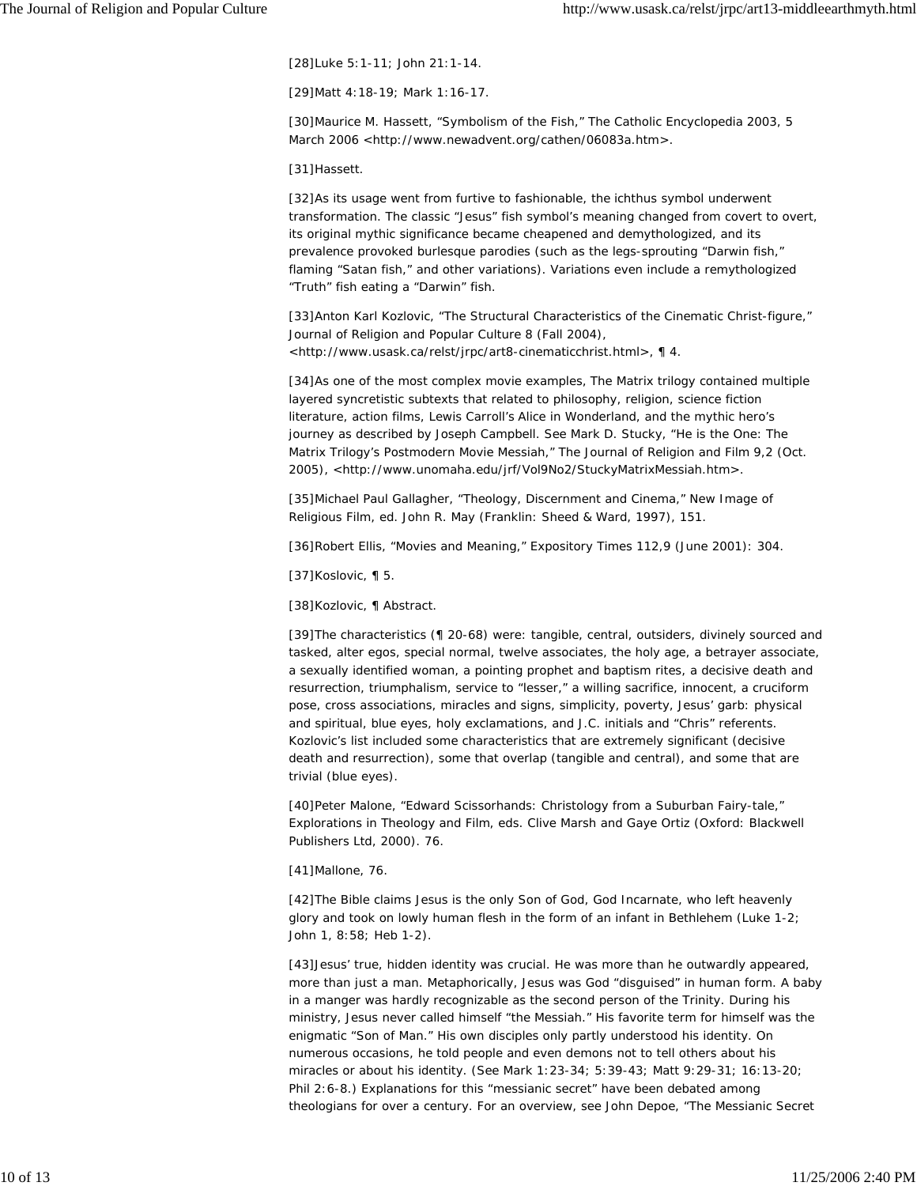[28]Luke 5:1-11; John 21:1-14.

[29]Matt 4:18-19; Mark 1:16-17.

[30]Maurice M. Hassett, “Symbolism of the Fish,” The Catholic Encyclopedia 2003, 5 March 2006 <http://www.newadvent.org/cathen/06083a.htm>.

[31]Hassett.

[32]As its usage went from furtive to fashionable, the ichthus symbol underwent transformation. The classic “Jesus” fish symbol’s meaning changed from covert to overt, its original mythic significance became cheapened and demythologized, and its prevalence provoked burlesque parodies (such as the legs-sprouting “Darwin fish,” flaming “Satan fish,” and other variations). Variations even include a remythologized “Truth” fish eating a “Darwin” fish.

[33]Anton Karl Kozlovic, “The Structural Characteristics of the Cinematic Christ-figure,” Journal of Religion and Popular Culture 8 (Fall 2004), <http://www.usask.ca/relst/jrpc/art8-cinematicchrist.html>, ¶ 4.

[34]As one of the most complex movie examples, The Matrix trilogy contained multiple layered syncretistic subtexts that related to philosophy, religion, science fiction literature, action films, Lewis Carroll’s Alice in Wonderland, and the mythic hero’s journey as described by Joseph Campbell. See Mark D. Stucky, “He is the One: The Matrix Trilogy’s Postmodern Movie Messiah,” The Journal of Religion and Film 9,2 (Oct. 2005), <http://www.unomaha.edu/jrf/Vol9No2/StuckyMatrixMessiah.htm>.

[35]Michael Paul Gallagher, “Theology, Discernment and Cinema,” New Image of Religious Film, ed. John R. May (Franklin: Sheed & Ward, 1997), 151.

[36]Robert Ellis, “Movies and Meaning,” Expository Times 112,9 (June 2001): 304.

[37]Koslovic, ¶ 5.

[38]Kozlovic, ¶ Abstract.

[39]The characteristics (¶ 20-68) were: tangible, central, outsiders, divinely sourced and tasked, alter egos, special normal, twelve associates, the holy age, a betrayer associate, a sexually identified woman, a pointing prophet and baptism rites, a decisive death and resurrection, triumphalism, service to “lesser,” a willing sacrifice, innocent, a cruciform pose, cross associations, miracles and signs, simplicity, poverty, Jesus’ garb: physical and spiritual, blue eyes, holy exclamations, and J.C. initials and “Chris” referents. Kozlovic’s list included some characteristics that are extremely significant (decisive death and resurrection), some that overlap (tangible and central), and some that are trivial (blue eyes).

[40]Peter Malone, “Edward Scissorhands: Christology from a Suburban Fairy-tale,” Explorations in Theology and Film, eds. Clive Marsh and Gaye Ortiz (Oxford: Blackwell Publishers Ltd, 2000). 76.

[41]Mallone, 76.

[42]The Bible claims Jesus is the only Son of God, God Incarnate, who left heavenly glory and took on lowly human flesh in the form of an infant in Bethlehem (Luke 1-2; John 1, 8:58; Heb 1-2).

[43]Jesus’ true, hidden identity was crucial. He was more than he outwardly appeared, more than just a man. Metaphorically, Jesus was God “disguised” in human form. A baby in a manger was hardly recognizable as the second person of the Trinity. During his ministry, Jesus never called himself “the Messiah.” His favorite term for himself was the enigmatic “Son of Man.” His own disciples only partly understood his identity. On numerous occasions, he told people and even demons not to tell others about his miracles or about his identity. (See Mark 1:23-34; 5:39-43; Matt 9:29-31; 16:13-20; Phil 2:6-8.) Explanations for this “messianic secret” have been debated among theologians for over a century. For an overview, see John Depoe, “The Messianic Secret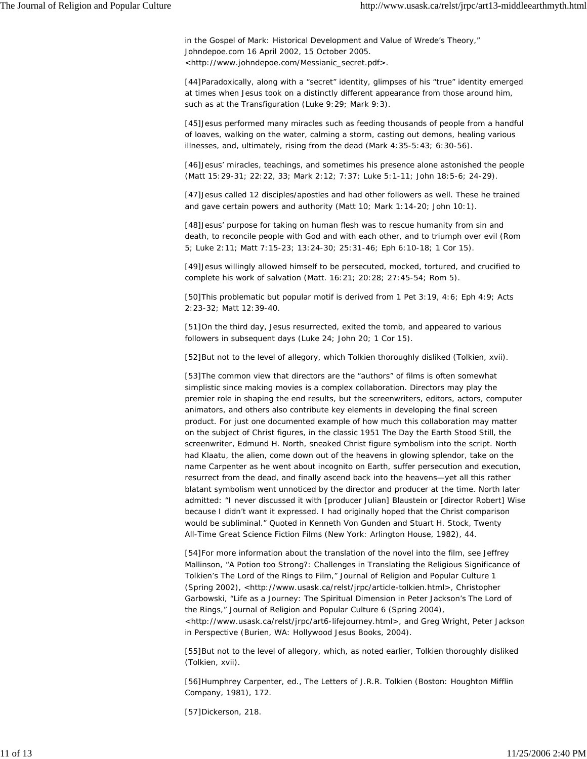in the Gospel of Mark: Historical Development and Value of Wrede's Theory," Johndepoe.com 16 April 2002, 15 October 2005. <http://www.johndepoe.com/Messianic_secret.pdf>.

[44]Paradoxically, along with a "secret" identity, glimpses of his "true" identity emerged at times when Jesus took on a distinctly different appearance from those around him, such as at the Transfiguration (Luke 9:29; Mark 9:3).

[45]Jesus performed many miracles such as feeding thousands of people from a handful of loaves, walking on the water, calming a storm, casting out demons, healing various illnesses, and, ultimately, rising from the dead (Mark 4:35-5:43; 6:30-56).

[46]Jesus' miracles, teachings, and sometimes his presence alone astonished the people (Matt 15:29-31; 22:22, 33; Mark 2:12; 7:37; Luke 5:1-11; John 18:5-6; 24-29).

[47]Jesus called 12 disciples/apostles and had other followers as well. These he trained and gave certain powers and authority (Matt 10; Mark 1:14-20; John 10:1).

[48]Jesus' purpose for taking on human flesh was to rescue humanity from sin and death, to reconcile people with God and with each other, and to triumph over evil (Rom 5; Luke 2:11; Matt 7:15-23; 13:24-30; 25:31-46; Eph 6:10-18; 1 Cor 15).

[49]Jesus willingly allowed himself to be persecuted, mocked, tortured, and crucified to complete his work of salvation (Matt. 16:21; 20:28; 27:45-54; Rom 5).

[50]This problematic but popular motif is derived from 1 Pet 3:19, 4:6; Eph 4:9; Acts 2:23-32; Matt 12:39-40.

[51]On the third day, Jesus resurrected, exited the tomb, and appeared to various followers in subsequent days (Luke 24; John 20; 1 Cor 15).

[52]But not to the level of allegory, which Tolkien thoroughly disliked (Tolkien, xvii).

[53]The common view that directors are the "authors" of films is often somewhat simplistic since making movies is a complex collaboration. Directors may play the premier role in shaping the end results, but the screenwriters, editors, actors, computer animators, and others also contribute key elements in developing the final screen product. For just one documented example of how much this collaboration may matter on the subject of Christ figures, in the classic 1951 The Day the Earth Stood Still, the screenwriter, Edmund H. North, sneaked Christ figure symbolism into the script. North had Klaatu, the alien, come down out of the heavens in glowing splendor, take on the name Carpenter as he went about incognito on Earth, suffer persecution and execution, resurrect from the dead, and finally ascend back into the heavens—yet all this rather blatant symbolism went unnoticed by the director and producer at the time. North later admitted: "I never discussed it with [producer Julian] Blaustein or [director Robert] Wise because I didn't want it expressed. I had originally hoped that the Christ comparison would be subliminal." Quoted in Kenneth Von Gunden and Stuart H. Stock, Twenty All-Time Great Science Fiction Films (New York: Arlington House, 1982), 44.

[54]For more information about the translation of the novel into the film, see Jeffrey Mallinson, "A Potion too Strong?: Challenges in Translating the Religious Significance of Tolkien's The Lord of the Rings to Film," Journal of Religion and Popular Culture 1 (Spring 2002), <http://www.usask.ca/relst/jrpc/article-tolkien.html>, Christopher Garbowski, "Life as a Journey: The Spiritual Dimension in Peter Jackson's The Lord of the Rings," Journal of Religion and Popular Culture 6 (Spring 2004), <http://www.usask.ca/relst/jrpc/art6-lifejourney.html>, and Greg Wright, Peter Jackson in Perspective (Burien, WA: Hollywood Jesus Books, 2004).

[55]But not to the level of allegory, which, as noted earlier, Tolkien thoroughly disliked (Tolkien, xvii).

[56]Humphrey Carpenter, ed., The Letters of J.R.R. Tolkien (Boston: Houghton Mifflin Company, 1981), 172.

[57]Dickerson, 218.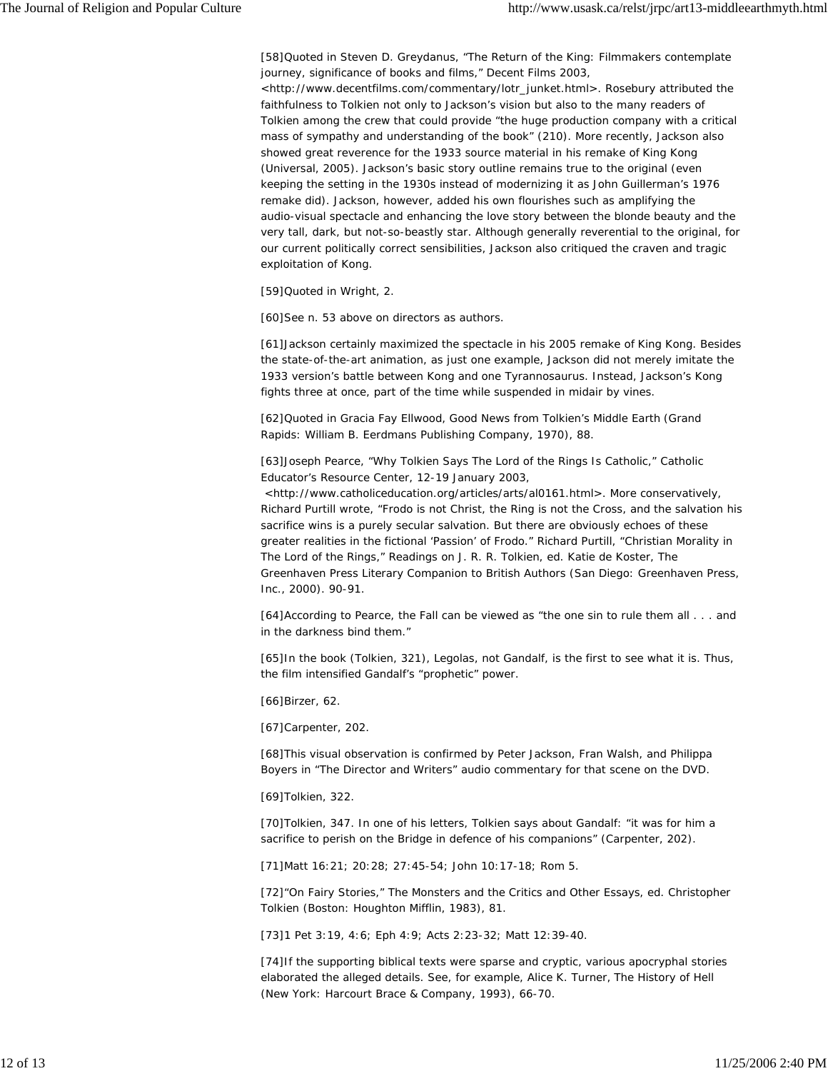[58]Quoted in Steven D. Greydanus, "The Return of the King: Filmmakers contemplate journey, significance of books and films," Decent Films 2003, <http://www.decentfilms.com/commentary/lotr_junket.html>. Rosebury attributed the faithfulness to Tolkien not only to Jackson's vision but also to the many readers of Tolkien among the crew that could provide "the huge production company with a critical mass of sympathy and understanding of the book" (210). More recently, Jackson also showed great reverence for the 1933 source material in his remake of King Kong (Universal, 2005). Jackson's basic story outline remains true to the original (even keeping the setting in the 1930s instead of modernizing it as John Guillerman's 1976 remake did). Jackson, however, added his own flourishes such as amplifying the audio-visual spectacle and enhancing the love story between the blonde beauty and the very tall, dark, but not-so-beastly star. Although generally reverential to the original, for our current politically correct sensibilities, Jackson also critiqued the craven and tragic exploitation of Kong.

[59]Quoted in Wright, 2.

[60]See n. 53 above on directors as authors.

[61]Jackson certainly maximized the spectacle in his 2005 remake of King Kong. Besides the state-of-the-art animation, as just one example, Jackson did not merely imitate the 1933 version's battle between Kong and one Tyrannosaurus. Instead, Jackson's Kong fights three at once, part of the time while suspended in midair by vines.

[62]Quoted in Gracia Fay Ellwood, Good News from Tolkien's Middle Earth (Grand Rapids: William B. Eerdmans Publishing Company, 1970), 88.

[63]Joseph Pearce, "Why Tolkien Says The Lord of the Rings Is Catholic," Catholic Educator's Resource Center, 12-19 January 2003, <http://www.catholiceducation.org/articles/arts/al0161.html>. More conservatively, Richard Purtill wrote, "Frodo is not Christ, the Ring is not the Cross, and the salvation his sacrifice wins is a purely secular salvation. But there are obviously echoes of these greater realities in the fictional 'Passion' of Frodo." Richard Purtill, "Christian Morality in The Lord of the Rings," Readings on J. R. R. Tolkien, ed. Katie de Koster, The Greenhaven Press Literary Companion to British Authors (San Diego: Greenhaven Press, Inc., 2000). 90-91.

[64]According to Pearce, the Fall can be viewed as "the one sin to rule them all . . . and in the darkness bind them."

[65]In the book (Tolkien, 321), Legolas, not Gandalf, is the first to see what it is. Thus, the film intensified Gandalf's "prophetic" power.

[66]Birzer, 62.

[67]Carpenter, 202.

[68]This visual observation is confirmed by Peter Jackson, Fran Walsh, and Philippa Boyers in "The Director and Writers" audio commentary for that scene on the DVD.

[69]Tolkien, 322.

[70]Tolkien, 347. In one of his letters, Tolkien says about Gandalf: "it was for him a sacrifice to perish on the Bridge in defence of his companions" (Carpenter, 202).

[71]Matt 16:21; 20:28; 27:45-54; John 10:17-18; Rom 5.

[72]"On Fairy Stories," The Monsters and the Critics and Other Essays, ed. Christopher Tolkien (Boston: Houghton Mifflin, 1983), 81.

[73]1 Pet 3:19, 4:6; Eph 4:9; Acts 2:23-32; Matt 12:39-40.

[74]If the supporting biblical texts were sparse and cryptic, various apocryphal stories elaborated the alleged details. See, for example, Alice K. Turner, The History of Hell (New York: Harcourt Brace & Company, 1993), 66-70.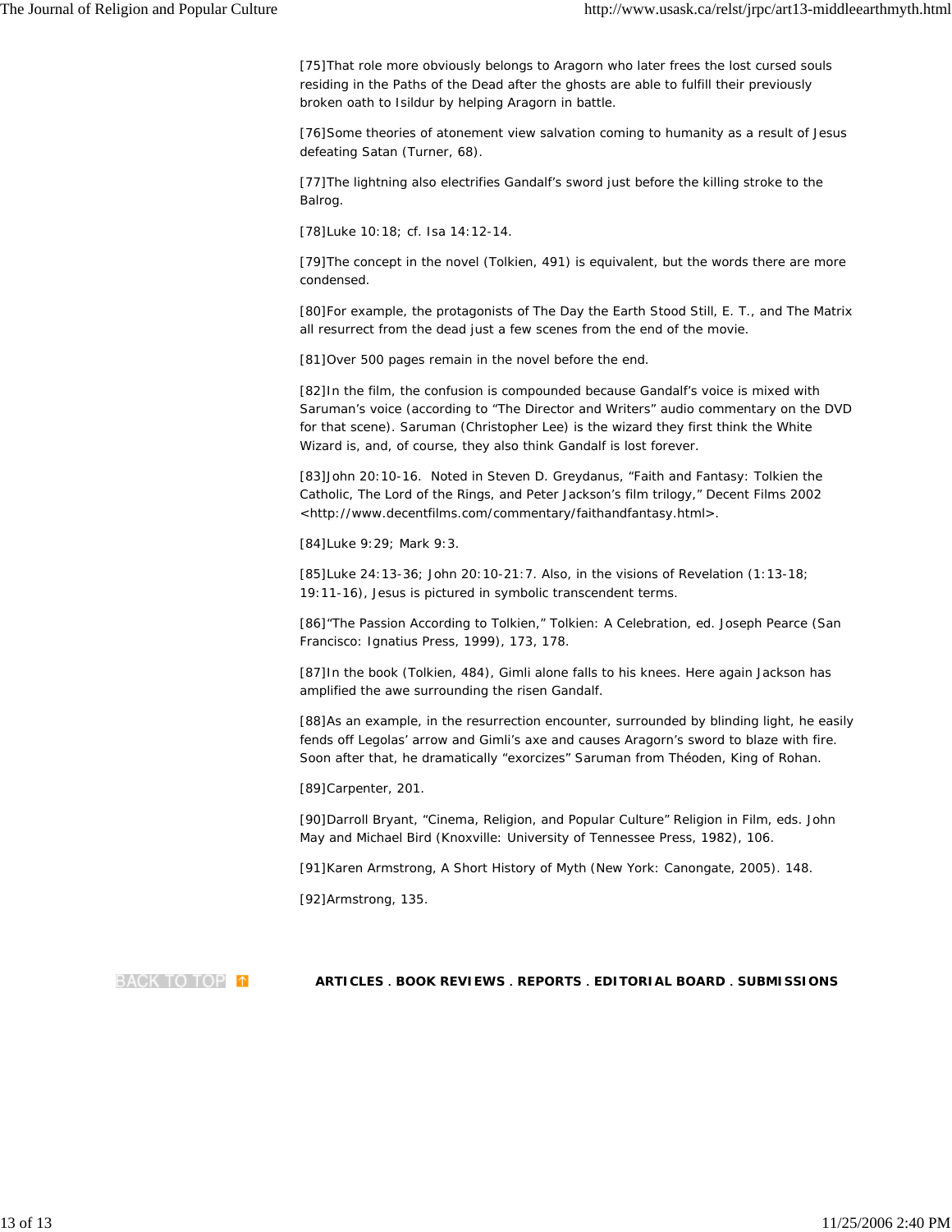[75]That role more obviously belongs to Aragorn who later frees the lost cursed souls residing in the Paths of the Dead after the ghosts are able to fulfill their previously broken oath to Isildur by helping Aragorn in battle.

[76]Some theories of atonement view salvation coming to humanity as a result of Jesus defeating Satan (Turner, 68).

[77]The lightning also electrifies Gandalf's sword just before the killing stroke to the Balrog.

[78]Luke 10:18; cf. Isa 14:12-14.

[79]The concept in the novel (Tolkien, 491) is equivalent, but the words there are more condensed.

[80]For example, the protagonists of The Day the Earth Stood Still, E. T., and The Matrix all resurrect from the dead just a few scenes from the end of the movie.

[81]Over 500 pages remain in the novel before the end.

[82]In the film, the confusion is compounded because Gandalf's voice is mixed with Saruman's voice (according to "The Director and Writers" audio commentary on the DVD for that scene). Saruman (Christopher Lee) is the wizard they first think the White Wizard is, and, of course, they also think Gandalf is lost forever.

[83]John 20:10-16.  Noted in Steven D. Greydanus, "Faith and Fantasy: Tolkien the Catholic, The Lord of the Rings, and Peter Jackson's film trilogy," Decent Films 2002 <http://www.decentfilms.com/commentary/faithandfantasy.html>.

[84]Luke 9:29; Mark 9:3.

[85]Luke 24:13-36; John 20:10-21:7. Also, in the visions of Revelation (1:13-18; 19:11-16), Jesus is pictured in symbolic transcendent terms.

[86]"The Passion According to Tolkien," Tolkien: A Celebration, ed. Joseph Pearce (San Francisco: Ignatius Press, 1999), 173, 178.

[87]In the book (Tolkien, 484), Gimli alone falls to his knees. Here again Jackson has amplified the awe surrounding the risen Gandalf.

[88]As an example, in the resurrection encounter, surrounded by blinding light, he easily fends off Legolas' arrow and Gimli's axe and causes Aragorn's sword to blaze with fire. Soon after that, he dramatically "exorcizes" Saruman from Théoden, King of Rohan.

[89]Carpenter, 201.

[90]Darroll Bryant, "Cinema, Religion, and Popular Culture" Religion in Film, eds. John May and Michael Bird (Knoxville: University of Tennessee Press, 1982), 106.

[91]Karen Armstrong, A Short History of Myth (New York: Canongate, 2005). 148.

[92]Armstrong, 135.

BACK TO TOP

**ARTICLES . BOOK REVIEWS . REPORTS . EDITORIAL BOARD . SUBMISSIONS**